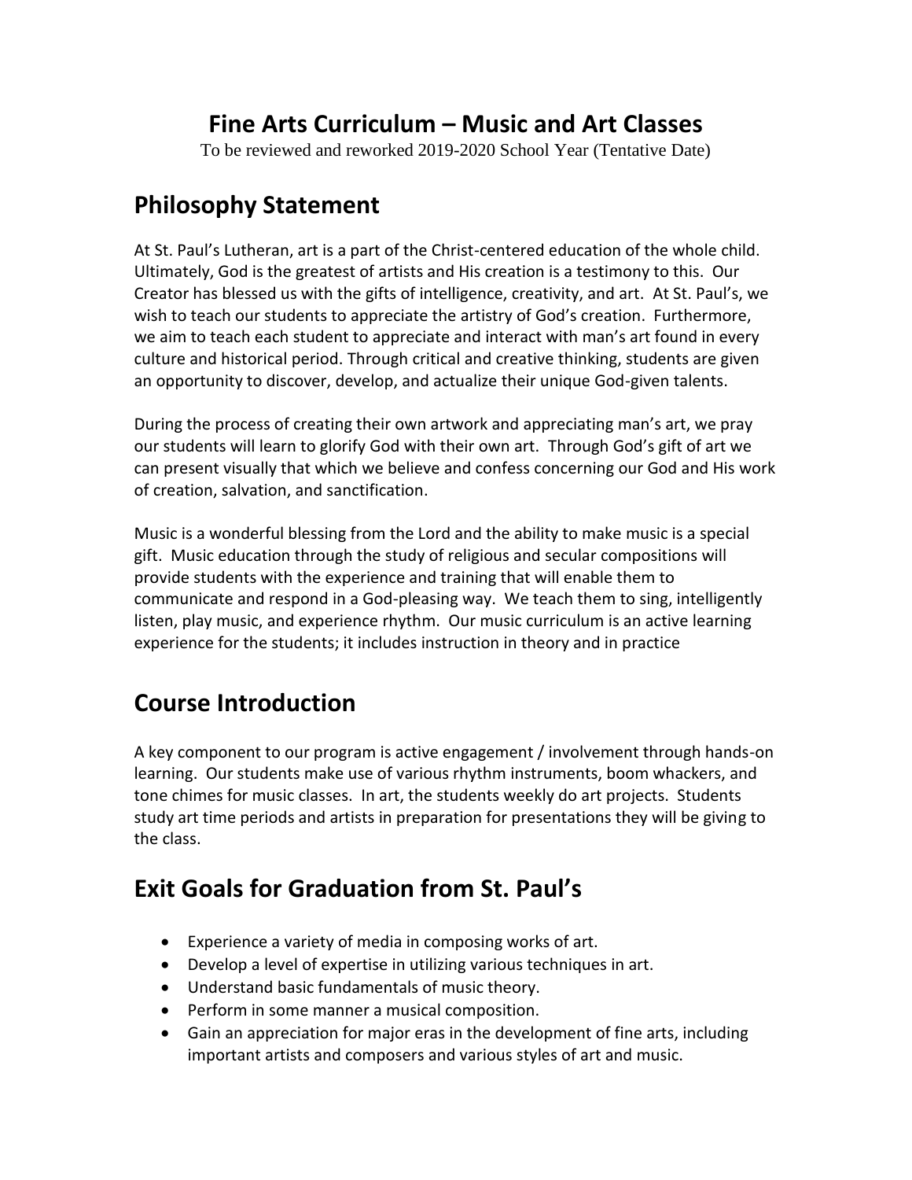# Fine Arts Curriculum – Music and Art Classes

To be reviewed and reworked 2019-2020 School Year (Tentative Date)

## Philosophy Statement

At St. Paul's Lutheran, art is a part of the Christ-centered education of the whole child. Ultimately, God is the greatest of artists and His creation is a testimony to this. Our Creator has blessed us with the gifts of intelligence, creativity, and art. At St. Paul's, we wish to teach our students to appreciate the artistry of God's creation. Furthermore, we aim to teach each student to appreciate and interact with man's art found in every culture and historical period. Through critical and creative thinking, students are given an opportunity to discover, develop, and actualize their unique God-given talents.

During the process of creating their own artwork and appreciating man's art, we pray our students will learn to glorify God with their own art. Through God's gift of art we can present visually that which we believe and confess concerning our God and His work of creation, salvation, and sanctification.

Music is a wonderful blessing from the Lord and the ability to make music is a special gift. Music education through the study of religious and secular compositions will provide students with the experience and training that will enable them to communicate and respond in a God-pleasing way. We teach them to sing, intelligently listen, play music, and experience rhythm. Our music curriculum is an active learning experience for the students; it includes instruction in theory and in practice

## Course Introduction

A key component to our program is active engagement / involvement through hands-on learning. Our students make use of various rhythm instruments, boom whackers, and tone chimes for music classes. In art, the students weekly do art projects. Students study art time periods and artists in preparation for presentations they will be giving to the class.

## Exit Goals for Graduation from St. Paul's

- Experience a variety of media in composing works of art.
- Develop a level of expertise in utilizing various techniques in art.
- Understand basic fundamentals of music theory.
- Perform in some manner a musical composition.
- Gain an appreciation for major eras in the development of fine arts, including important artists and composers and various styles of art and music.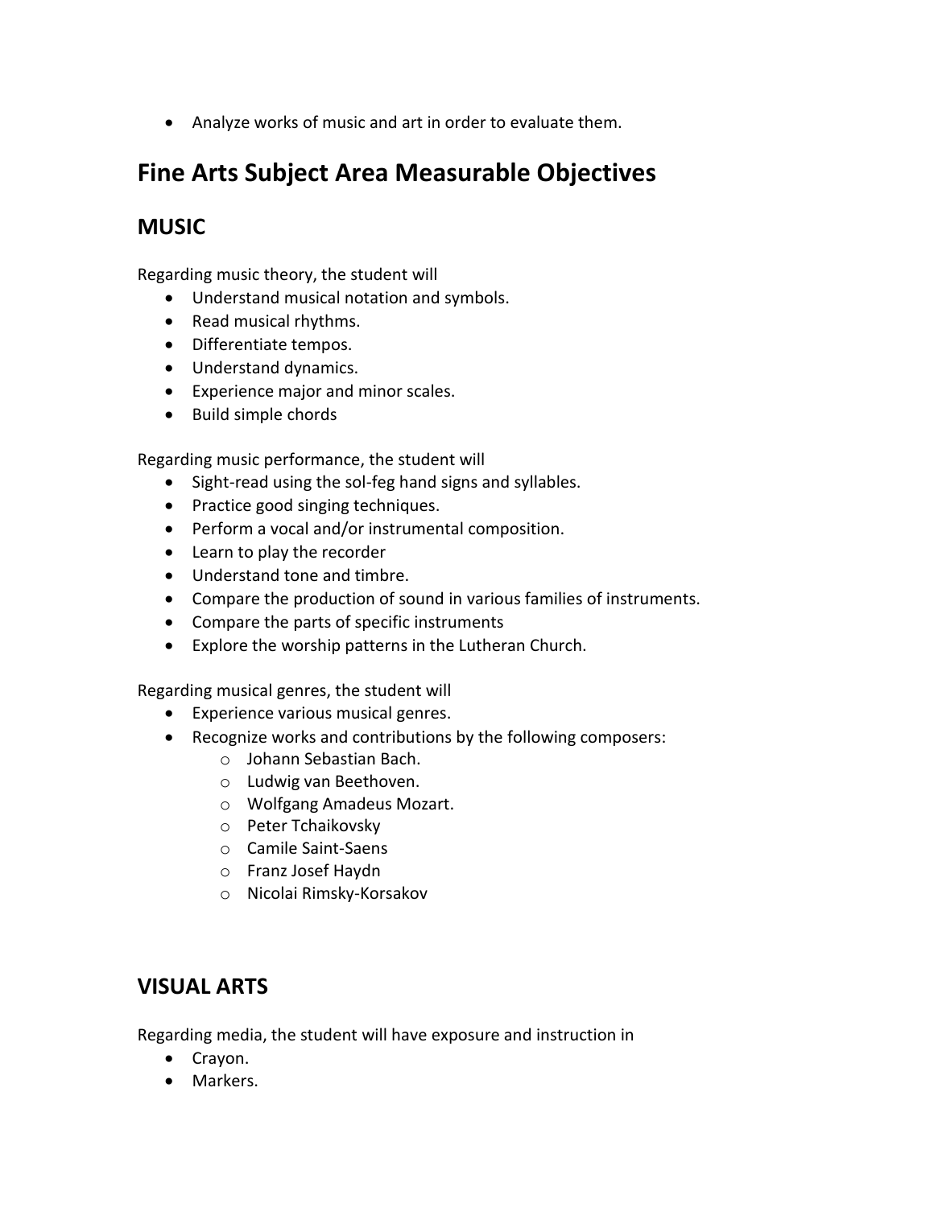- Analyze works of music and art in order to evaluate them.

# Fine Arts Subject Area Measurable Objectives

## MUSIC

Regarding music theory, the student will

- Understand musical notation and symbols.
- Read musical rhythms.
- Differentiate tempos.
- Understand dynamics.
- Experience major and minor scales.
- Build simple chords

Regarding music performance, the student will

- Sight-read using the sol-feg hand signs and syllables.
- Practice good singing techniques.
- Perform a vocal and/or instrumental composition.
- Learn to play the recorder
- Understand tone and timbre.
- Compare the production of sound in various families of instruments.
- Compare the parts of specific instruments
- Explore the worship patterns in the Lutheran Church.

Regarding musical genres, the student will

- Experience various musical genres.
- Recognize works and contributions by the following composers:
    - Johann Sebastian Bach.
    - Ludwig van Beethoven.
    - Wolfgang Amadeus Mozart.
    - Peter Tchaikovsky
    - Camile Saint-Saens
    - Franz Josef Haydn
    - Nicolai Rimsky-Korsakov

## VISUAL ARTS

Regarding media, the student will have exposure and instruction in

- Crayon.
- Markers.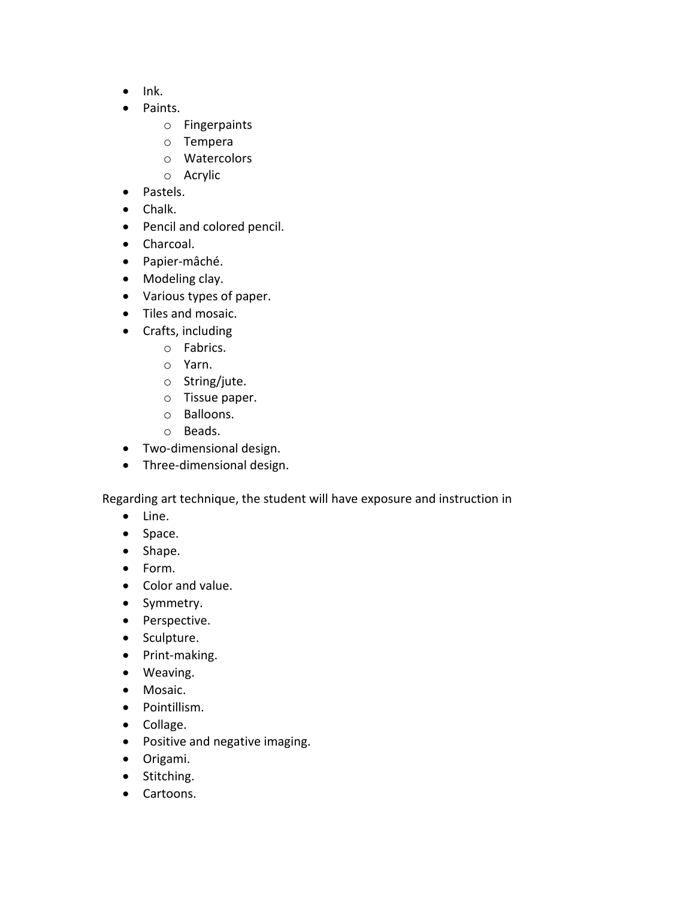- Ink.
- Paints.
    - Fingerpaints
    - Tempera
    - Watercolors
    - Acrylic
- Pastels.
- Chalk.
- Pencil and colored pencil.
- Charcoal.
- Papier-mâché.
- Modeling clay.
- Various types of paper.
- Tiles and mosaic.
- Crafts, including
    - Fabrics.
    - Yarn.
    - String/jute.
    - Tissue paper.
    - Balloons.
    - Beads.
- Two-dimensional design.
- Three-dimensional design.

Regarding art technique, the student will have exposure and instruction in

- Line.
- Space.
- Shape.
- Form.
- Color and value.
- Symmetry.
- Perspective.
- Sculpture.
- Print-making.
- Weaving.
- Mosaic.
- Pointillism.
- Collage.
- Positive and negative imaging.
- Origami.
- Stitching.
- Cartoons.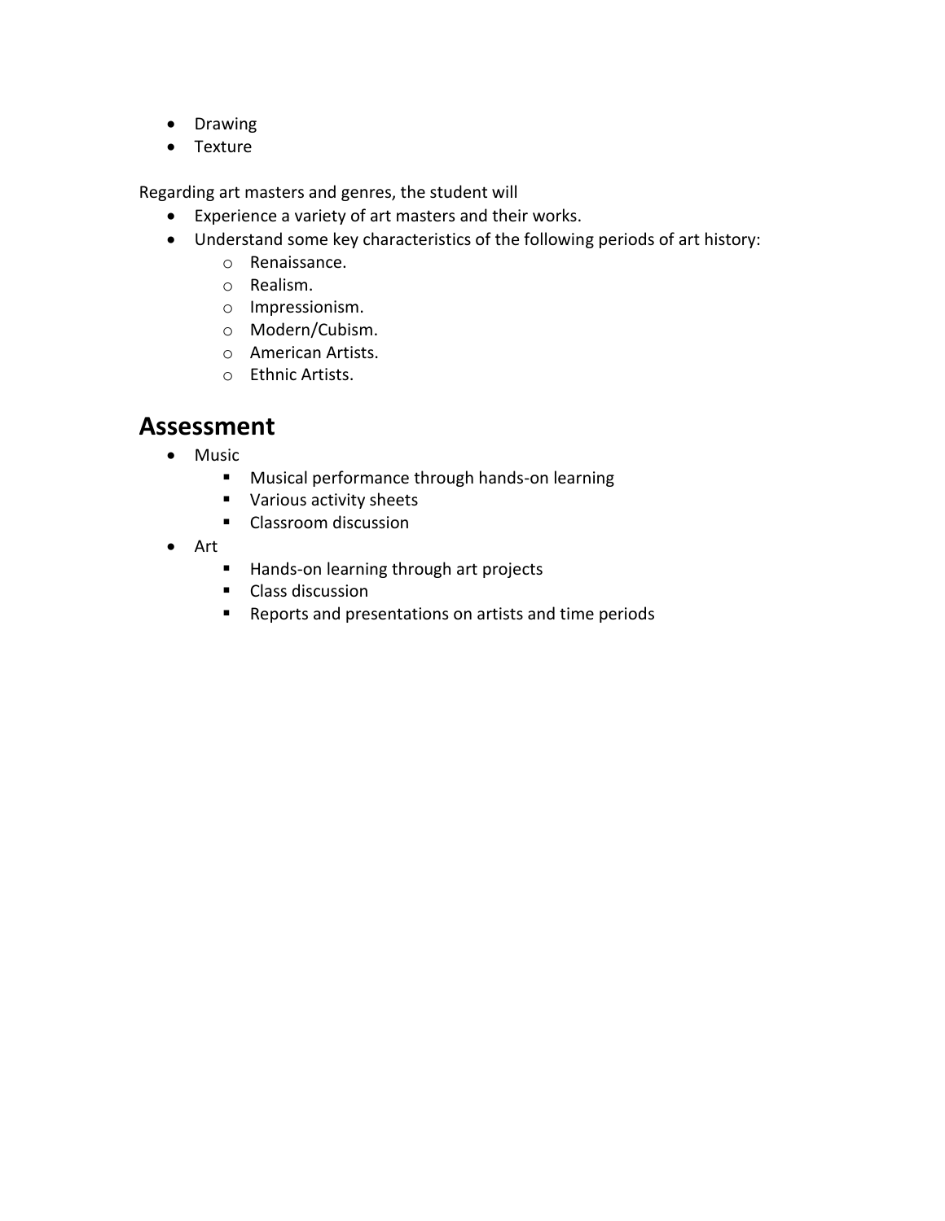- Drawing
- Texture

Regarding art masters and genres, the student will

- Experience a variety of art masters and their works.
- Understand some key characteristics of the following periods of art history:
    - Renaissance.
    - Realism.
    - Impressionism.
    - Modern/Cubism.
    - American Artists.
    - Ethnic Artists.

## Assessment

- Music
    - Musical performance through hands-on learning
    - Various activity sheets
    - Classroom discussion
- Art
    - Hands-on learning through art projects
    - Class discussion
    - Reports and presentations on artists and time periods